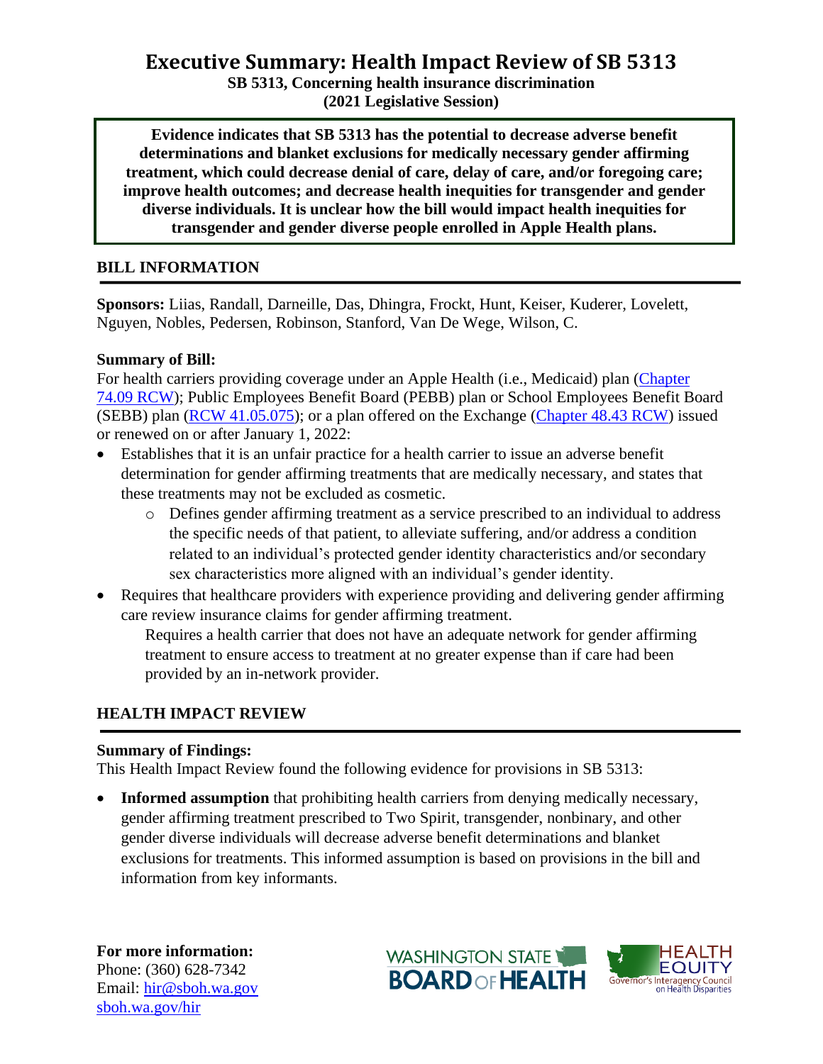# Executive Summary: Health Impact Review of SB 5313

**SB 5313, Concerning health insurance discrimination**
**(2021 Legislative Session)**

**Evidence indicates that SB 5313 has the potential to decrease adverse benefit determinations and blanket exclusions for medically necessary gender affirming treatment, which could decrease denial of care, delay of care, and/or foregoing care; improve health outcomes; and decrease health inequities for transgender and gender diverse individuals. It is unclear how the bill would impact health inequities for transgender and gender diverse people enrolled in Apple Health plans.**

## BILL INFORMATION

**Sponsors:** Liias, Randall, Darneille, Das, Dhingra, Frockt, Hunt, Keiser, Kuderer, Lovelett, Nguyen, Nobles, Pedersen, Robinson, Stanford, Van De Wege, Wilson, C.

**Summary of Bill:**
For health carriers providing coverage under an Apple Health (i.e., Medicaid) plan (Chapter 74.09 RCW); Public Employees Benefit Board (PEBB) plan or School Employees Benefit Board (SEBB) plan (RCW 41.05.075); or a plan offered on the Exchange (Chapter 48.43 RCW) issued or renewed on or after January 1, 2022:

- Establishes that it is an unfair practice for a health carrier to issue an adverse benefit determination for gender affirming treatments that are medically necessary, and states that these treatments may not be excluded as cosmetic.
    - Defines gender affirming treatment as a service prescribed to an individual to address the specific needs of that patient, to alleviate suffering, and/or address a condition related to an individual's protected gender identity characteristics and/or secondary sex characteristics more aligned with an individual's gender identity.
- Requires that healthcare providers with experience providing and delivering gender affirming care review insurance claims for gender affirming treatment.

  Requires a health carrier that does not have an adequate network for gender affirming treatment to ensure access to treatment at no greater expense than if care had been provided by an in-network provider.

## HEALTH IMPACT REVIEW

**Summary of Findings:**
This Health Impact Review found the following evidence for provisions in SB 5313:

- **Informed assumption** that prohibiting health carriers from denying medically necessary, gender affirming treatment prescribed to Two Spirit, transgender, nonbinary, and other gender diverse individuals will decrease adverse benefit determinations and blanket exclusions for treatments. This informed assumption is based on provisions in the bill and information from key informants.

**For more information:**
Phone: (360) 628-7342
Email: hir@sboh.wa.gov
sboh.wa.gov/hir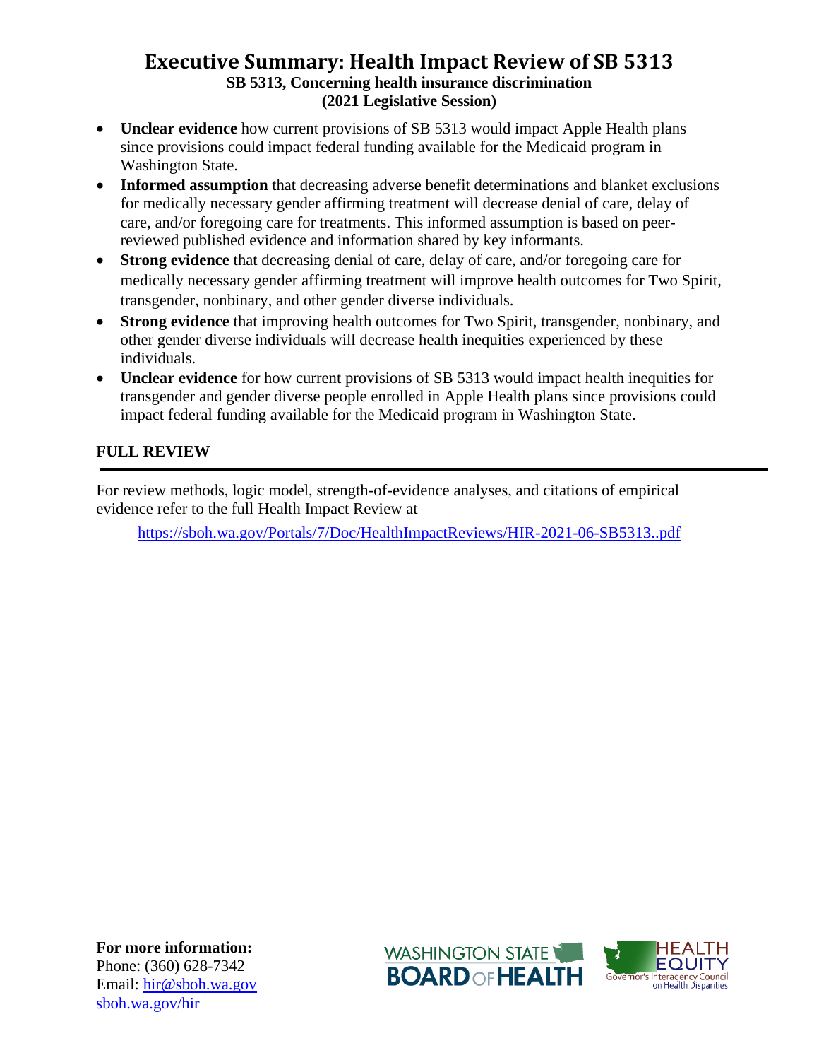# Executive Summary: Health Impact Review of SB 5313

**SB 5313, Concerning health insurance discrimination**
**(2021 Legislative Session)**

- **Unclear evidence** how current provisions of SB 5313 would impact Apple Health plans since provisions could impact federal funding available for the Medicaid program in Washington State.
- **Informed assumption** that decreasing adverse benefit determinations and blanket exclusions for medically necessary gender affirming treatment will decrease denial of care, delay of care, and/or foregoing care for treatments. This informed assumption is based on peer-reviewed published evidence and information shared by key informants.
- **Strong evidence** that decreasing denial of care, delay of care, and/or foregoing care for medically necessary gender affirming treatment will improve health outcomes for Two Spirit, transgender, nonbinary, and other gender diverse individuals.
- **Strong evidence** that improving health outcomes for Two Spirit, transgender, nonbinary, and other gender diverse individuals will decrease health inequities experienced by these individuals.
- **Unclear evidence** for how current provisions of SB 5313 would impact health inequities for transgender and gender diverse people enrolled in Apple Health plans since provisions could impact federal funding available for the Medicaid program in Washington State.

## FULL REVIEW

For review methods, logic model, strength-of-evidence analyses, and citations of empirical evidence refer to the full Health Impact Review at

https://sboh.wa.gov/Portals/7/Doc/HealthImpactReviews/HIR-2021-06-SB5313..pdf

**For more information:**
Phone: (360) 628-7342
Email: hir@sboh.wa.gov
sboh.wa.gov/hir

WASHINGTON STATE BOARD OF HEALTH

HEALTH EQUITY Governor's Interagency Council on Health Disparities